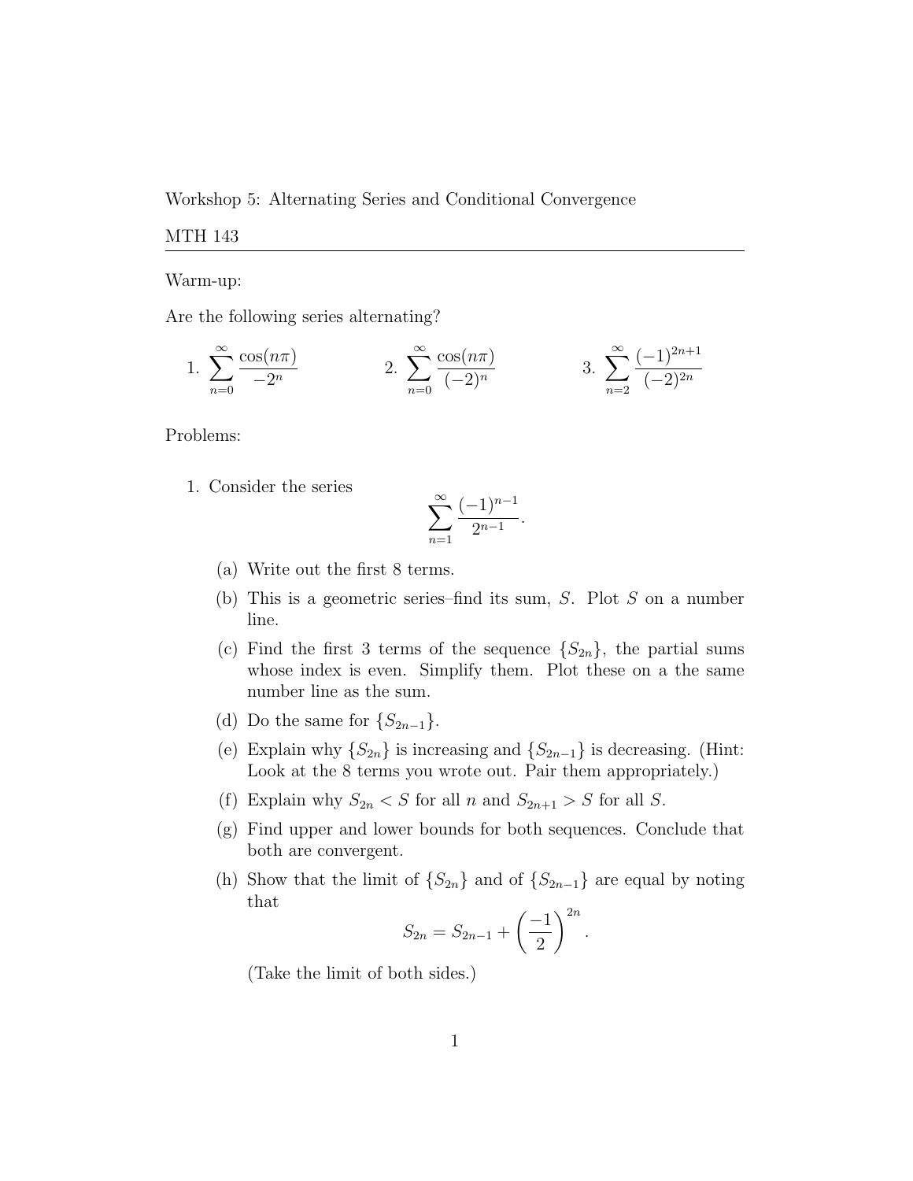Workshop 5: Alternating Series and Conditional Convergence

MTH 143

---

Warm-up:

Are the following series alternating?

1. $\displaystyle\sum_{n=0}^{\infty} \frac{\cos(n\pi)}{-2^n}$

2. $\displaystyle\sum_{n=0}^{\infty} \frac{\cos(n\pi)}{(-2)^n}$

3. $\displaystyle\sum_{n=2}^{\infty} \frac{(-1)^{2n+1}}{(-2)^{2n}}$

Problems:

1. Consider the series
$$\sum_{n=1}^{\infty} \frac{(-1)^{n-1}}{2^{n-1}}.$$

   (a) Write out the first 8 terms.

   (b) This is a geometric series–find its sum, $S$. Plot $S$ on a number line.

   (c) Find the first 3 terms of the sequence $\{S_{2n}\}$, the partial sums whose index is even. Simplify them. Plot these on a the same number line as the sum.

   (d) Do the same for $\{S_{2n-1}\}$.

   (e) Explain why $\{S_{2n}\}$ is increasing and $\{S_{2n-1}\}$ is decreasing. (Hint: Look at the 8 terms you wrote out. Pair them appropriately.)

   (f) Explain why $S_{2n} < S$ for all $n$ and $S_{2n+1} > S$ for all $S$.

   (g) Find upper and lower bounds for both sequences. Conclude that both are convergent.

   (h) Show that the limit of $\{S_{2n}\}$ and of $\{S_{2n-1}\}$ are equal by noting that
   $$S_{2n} = S_{2n-1} + \left(\frac{-1}{2}\right)^{2n}.$$
   (Take the limit of both sides.)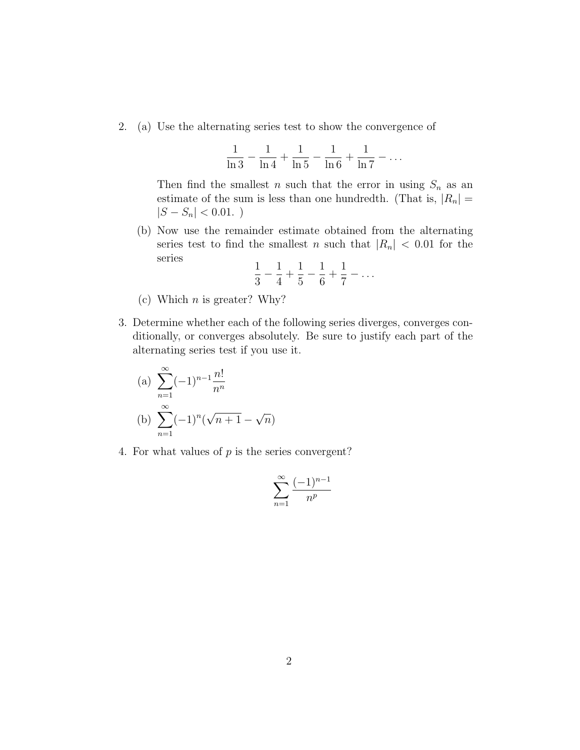2. (a) Use the alternating series test to show the convergence of

$$\frac{1}{\ln 3} - \frac{1}{\ln 4} + \frac{1}{\ln 5} - \frac{1}{\ln 6} + \frac{1}{\ln 7} - \ldots$$

Then find the smallest $n$ such that the error in using $S_n$ as an estimate of the sum is less than one hundredth. (That is, $|R_n| = |S - S_n| < 0.01$. )

(b) Now use the remainder estimate obtained from the alternating series test to find the smallest $n$ such that $|R_n| < 0.01$ for the series

$$\frac{1}{3} - \frac{1}{4} + \frac{1}{5} - \frac{1}{6} + \frac{1}{7} - \ldots$$

(c) Which $n$ is greater? Why?

3. Determine whether each of the following series diverges, converges conditionally, or converges absolutely. Be sure to justify each part of the alternating series test if you use it.

(a) $\displaystyle\sum_{n=1}^{\infty} (-1)^{n-1} \frac{n!}{n^n}$

(b) $\displaystyle\sum_{n=1}^{\infty} (-1)^n (\sqrt{n+1} - \sqrt{n})$

4. For what values of $p$ is the series convergent?

$$\sum_{n=1}^{\infty} \frac{(-1)^{n-1}}{n^p}$$